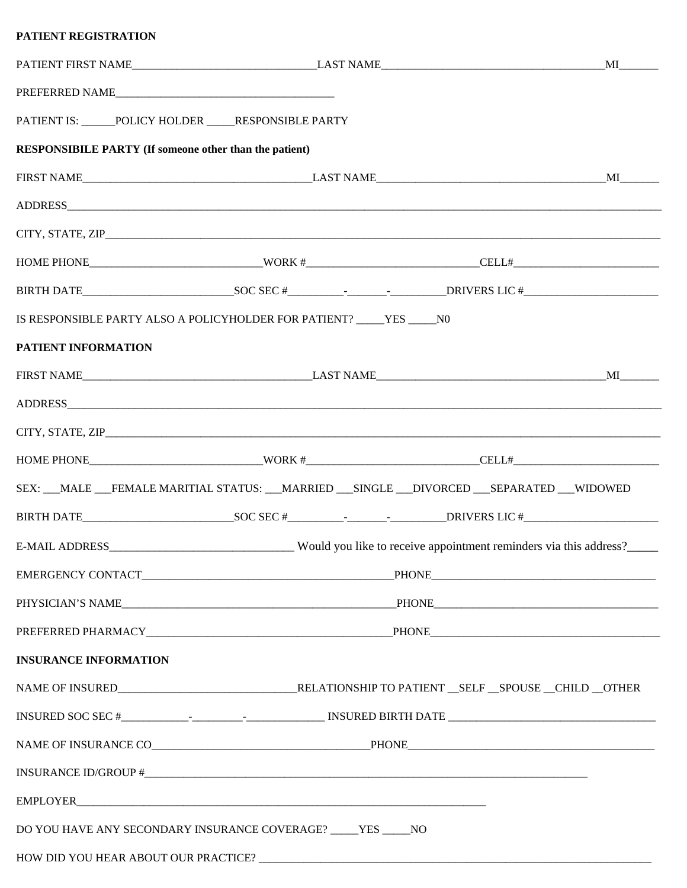**PATIENT REGISTRATION**

PATIENT FIRST NAME_________________________________LAST NAME________________________________________MI_______

PREFERRED NAME_______________________________________

PATIENT IS: ______POLICY HOLDER _____RESPONSIBLE PARTY

**RESPONSIBILE PARTY (If someone other than the patient)**

FIRST NAME_________________________________________LAST NAME_________________________________________MI_______

ADDRESS_______________________________________________________________________________________________________

CITY, STATE, ZIP______________________________________________________________________________________________

HOME PHONE_______________________________WORK #______________________________CELL#__________________________

BIRTH DATE___________________________SOC SEC #__________-_______-__________DRIVERS LIC #________________________

IS RESPONSIBLE PARTY ALSO A POLICYHOLDER FOR PATIENT? _____YES _____N0

**PATIENT INFORMATION**

FIRST NAME_________________________________________LAST NAME_________________________________________MI_______

ADDRESS_______________________________________________________________________________________________________

CITY, STATE, ZIP______________________________________________________________________________________________

HOME PHONE_______________________________WORK #______________________________CELL#__________________________

SEX: ___MALE ___FEMALE MARITIAL STATUS: ___MARRIED ___SINGLE ___DIVORCED ___SEPARATED ___WIDOWED

BIRTH DATE___________________________SOC SEC #__________-_______-__________DRIVERS LIC #________________________

E-MAIL ADDRESS________________________________ Would you like to receive appointment reminders via this address?_____

EMERGENCY CONTACT_____________________________________________PHONE_________________________________________

PHYSICIAN'S NAME__________________________________________________PHONE_________________________________________

PREFERRED PHARMACY____________________________________________PHONE__________________________________________

**INSURANCE INFORMATION**

NAME OF INSURED________________________________RELATIONSHIP TO PATIENT __SELF __SPOUSE __CHILD __OTHER

INSURED SOC SEC #____________-_________-______________ INSURED BIRTH DATE _____________________________________

NAME OF INSURANCE CO_______________________________________PHONE_____________________________________________

INSURANCE ID/GROUP #_________________________________________________________________________________________

EMPLOYER_____________________________________________________________________________

DO YOU HAVE ANY SECONDARY INSURANCE COVERAGE? _____YES _____NO

HOW DID YOU HEAR ABOUT OUR PRACTICE? ___________________________________________________________________________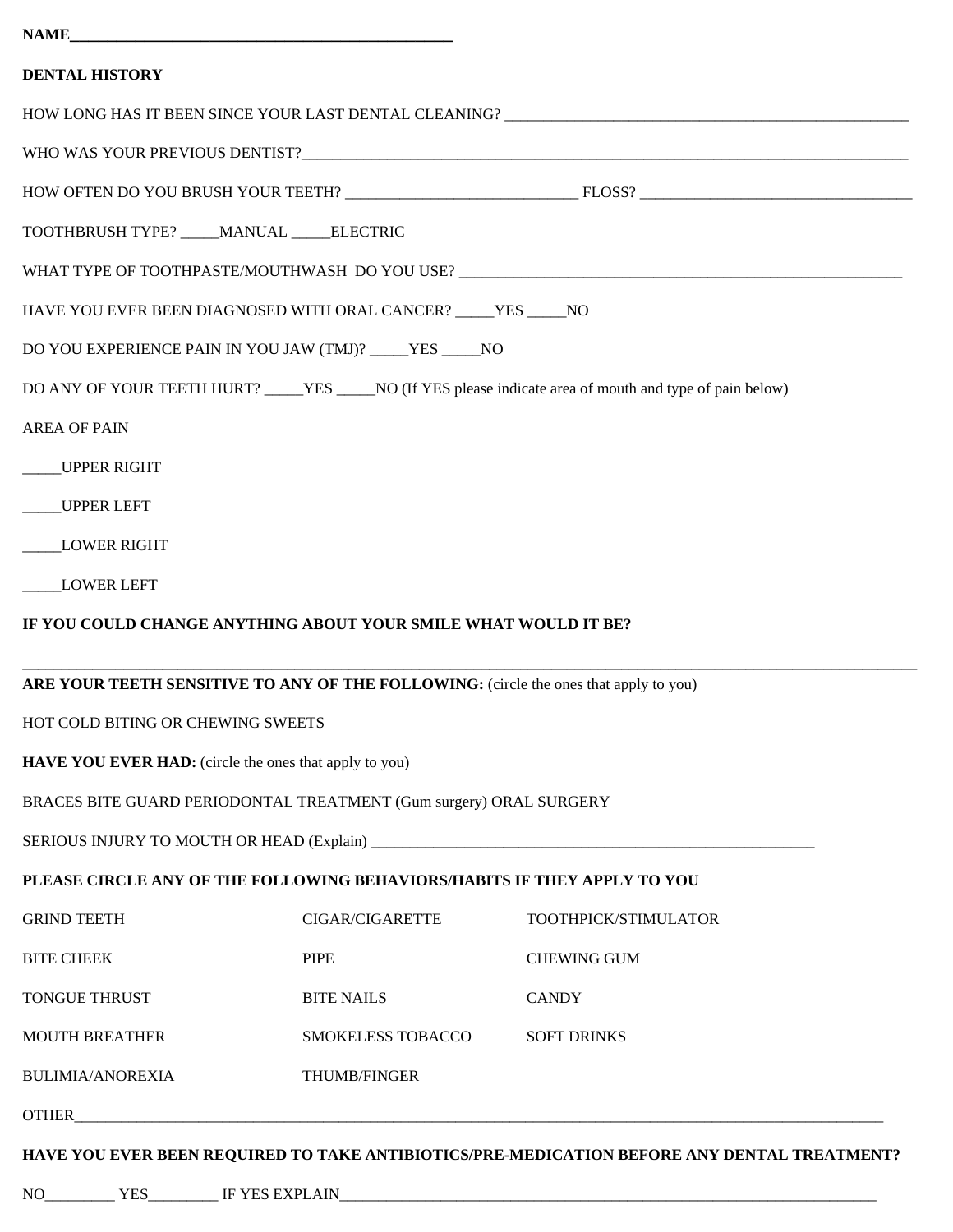**NAME**\_\_\_\_\_\_\_\_\_\_\_\_\_\_\_\_\_\_\_\_\_\_\_\_\_\_\_\_\_\_\_\_\_\_\_\_\_\_\_\_\_\_\_\_\_\_\_\_

**DENTAL HISTORY**

HOW LONG HAS IT BEEN SINCE YOUR LAST DENTAL CLEANING? \_\_\_\_\_\_\_\_\_\_\_\_\_\_\_\_\_\_\_\_\_\_\_\_\_\_\_\_\_\_\_\_\_\_\_\_\_\_\_\_\_\_\_\_\_\_\_\_\_\_\_\_

WHO WAS YOUR PREVIOUS DENTIST?\_\_\_\_\_\_\_\_\_\_\_\_\_\_\_\_\_\_\_\_\_\_\_\_\_\_\_\_\_\_\_\_\_\_\_\_\_\_\_\_\_\_\_\_\_\_\_\_\_\_\_\_\_\_\_\_\_\_\_\_\_\_\_\_\_\_\_\_\_\_\_\_\_\_\_\_\_\_\_\_

HOW OFTEN DO YOU BRUSH YOUR TEETH? \_\_\_\_\_\_\_\_\_\_\_\_\_\_\_\_\_\_\_\_\_\_\_\_\_\_\_\_\_\_ FLOSS? \_\_\_\_\_\_\_\_\_\_\_\_\_\_\_\_\_\_\_\_\_\_\_\_\_\_\_\_\_\_\_\_\_\_\_\_

TOOTHBRUSH TYPE? \_\_\_\_\_MANUAL \_\_\_\_\_ELECTRIC

WHAT TYPE OF TOOTHPASTE/MOUTHWASH DO YOU USE? \_\_\_\_\_\_\_\_\_\_\_\_\_\_\_\_\_\_\_\_\_\_\_\_\_\_\_\_\_\_\_\_\_\_\_\_\_\_\_\_\_\_\_\_\_\_\_\_\_\_\_\_\_\_\_\_\_\_

HAVE YOU EVER BEEN DIAGNOSED WITH ORAL CANCER? \_\_\_\_\_YES \_\_\_\_\_NO

DO YOU EXPERIENCE PAIN IN YOU JAW (TMJ)? \_\_\_\_\_YES \_\_\_\_\_NO

DO ANY OF YOUR TEETH HURT? \_\_\_\_\_YES \_\_\_\_\_NO (If YES please indicate area of mouth and type of pain below)

AREA OF PAIN

\_\_\_\_\_UPPER RIGHT

\_\_\_\_\_UPPER LEFT

\_\_\_\_\_LOWER RIGHT

\_\_\_\_\_LOWER LEFT

**IF YOU COULD CHANGE ANYTHING ABOUT YOUR SMILE WHAT WOULD IT BE?**

\_\_\_\_\_\_\_\_\_\_\_\_\_\_\_\_\_\_\_\_\_\_\_\_\_\_\_\_\_\_\_\_\_\_\_\_\_\_\_\_\_\_\_\_\_\_\_\_\_\_\_\_\_\_\_\_\_\_\_\_\_\_\_\_\_\_\_\_\_\_\_\_\_\_\_\_\_\_\_\_\_\_\_\_\_\_\_\_\_\_\_\_\_\_\_\_\_\_\_\_\_\_\_\_\_\_\_\_\_\_\_\_\_\_\_\_

**ARE YOUR TEETH SENSITIVE TO ANY OF THE FOLLOWING:** (circle the ones that apply to you)

HOT COLD BITING OR CHEWING SWEETS

**HAVE YOU EVER HAD:** (circle the ones that apply to you)

BRACES BITE GUARD PERIODONTAL TREATMENT (Gum surgery) ORAL SURGERY

SERIOUS INJURY TO MOUTH OR HEAD (Explain) \_\_\_\_\_\_\_\_\_\_\_\_\_\_\_\_\_\_\_\_\_\_\_\_\_\_\_\_\_\_\_\_\_\_\_\_\_\_\_\_\_\_\_\_\_\_\_\_\_\_\_\_\_\_\_\_\_\_

**PLEASE CIRCLE ANY OF THE FOLLOWING BEHAVIORS/HABITS IF THEY APPLY TO YOU**

| | | |
|---|---|---|
| GRIND TEETH | CIGAR/CIGARETTE | TOOTHPICK/STIMULATOR |
| BITE CHEEK | PIPE | CHEWING GUM |
| TONGUE THRUST | BITE NAILS | CANDY |
| MOUTH BREATHER | SMOKELESS TOBACCO | SOFT DRINKS |
| BULIMIA/ANOREXIA | THUMB/FINGER | |

OTHER\_\_\_\_\_\_\_\_\_\_\_\_\_\_\_\_\_\_\_\_\_\_\_\_\_\_\_\_\_\_\_\_\_\_\_\_\_\_\_\_\_\_\_\_\_\_\_\_\_\_\_\_\_\_\_\_\_\_\_\_\_\_\_\_\_\_\_\_\_\_\_\_\_\_\_\_\_\_\_\_\_\_\_\_\_\_\_\_\_\_\_\_\_\_\_\_\_\_\_\_\_\_

**HAVE YOU EVER BEEN REQUIRED TO TAKE ANTIBIOTICS/PRE-MEDICATION BEFORE ANY DENTAL TREATMENT?**

NO\_\_\_\_\_\_\_\_\_ YES\_\_\_\_\_\_\_\_\_ IF YES EXPLAIN\_\_\_\_\_\_\_\_\_\_\_\_\_\_\_\_\_\_\_\_\_\_\_\_\_\_\_\_\_\_\_\_\_\_\_\_\_\_\_\_\_\_\_\_\_\_\_\_\_\_\_\_\_\_\_\_\_\_\_\_\_\_\_\_\_\_\_\_\_\_\_\_\_\_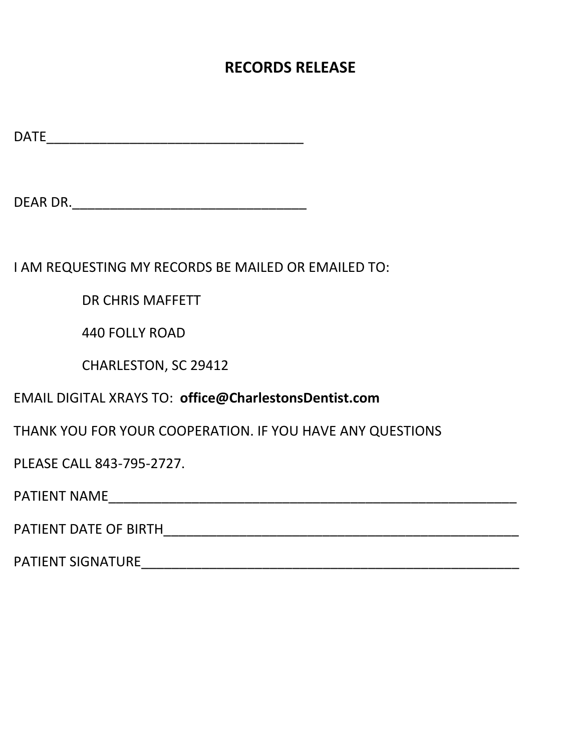# RECORDS RELEASE

DATE___________________________________

DEAR DR.________________________________

I AM REQUESTING MY RECORDS BE MAILED OR EMAILED TO:

DR CHRIS MAFFETT

440 FOLLY ROAD

CHARLESTON, SC 29412

EMAIL DIGITAL XRAYS TO: **office@CharlestonsDentist.com**

THANK YOU FOR YOUR COOPERATION. IF YOU HAVE ANY QUESTIONS

PLEASE CALL 843-795-2727.

PATIENT NAME_________________________________________________________

PATIENT DATE OF BIRTH_________________________________________________

PATIENT SIGNATURE_____________________________________________________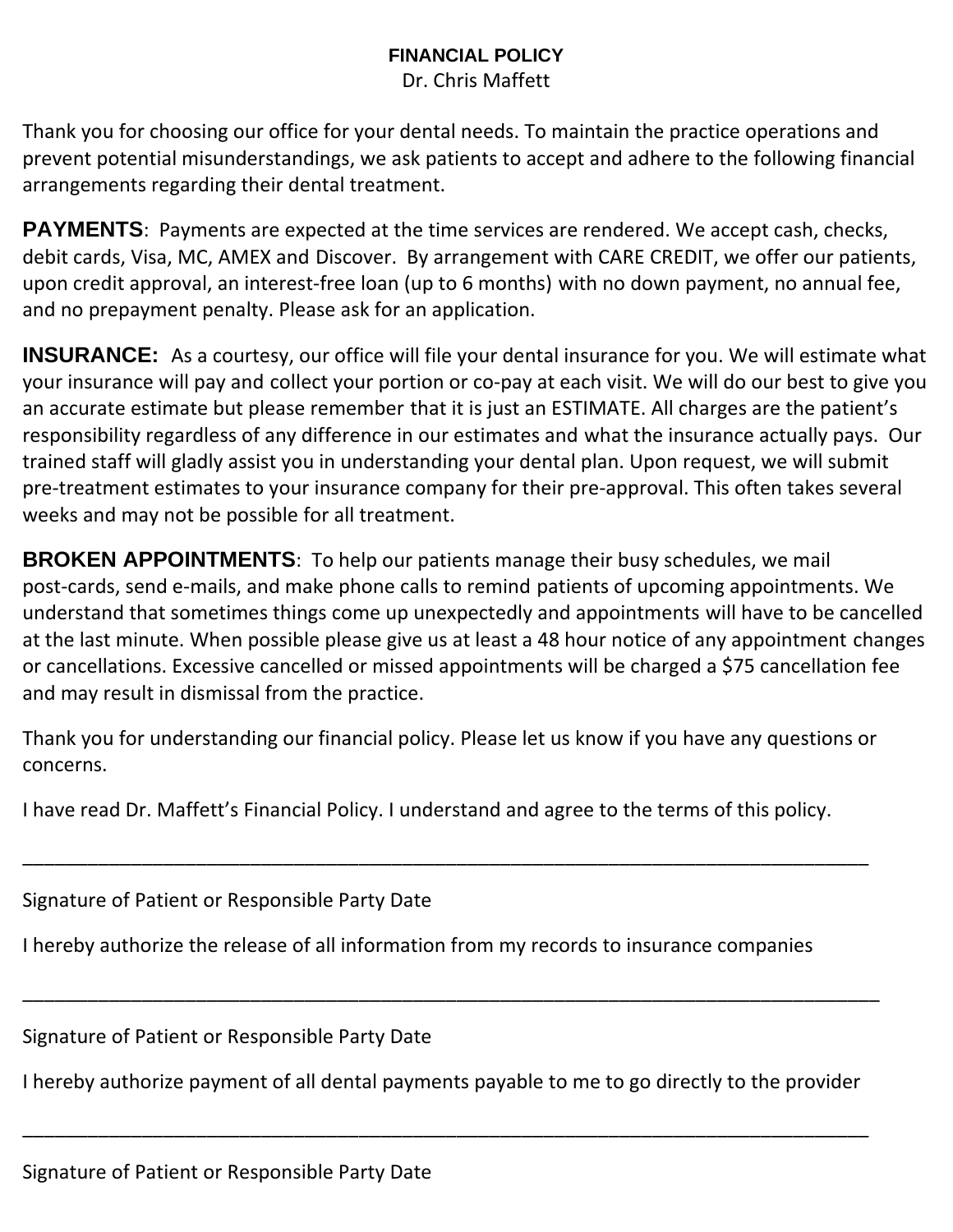# FINANCIAL POLICY

Dr. Chris Maffett

Thank you for choosing our office for your dental needs. To maintain the practice operations and prevent potential misunderstandings, we ask patients to accept and adhere to the following financial arrangements regarding their dental treatment.

**PAYMENTS**: Payments are expected at the time services are rendered. We accept cash, checks, debit cards, Visa, MC, AMEX and Discover. By arrangement with CARE CREDIT, we offer our patients, upon credit approval, an interest-free loan (up to 6 months) with no down payment, no annual fee, and no prepayment penalty. Please ask for an application.

**INSURANCE:** As a courtesy, our office will file your dental insurance for you. We will estimate what your insurance will pay and collect your portion or co-pay at each visit. We will do our best to give you an accurate estimate but please remember that it is just an ESTIMATE. All charges are the patient's responsibility regardless of any difference in our estimates and what the insurance actually pays. Our trained staff will gladly assist you in understanding your dental plan. Upon request, we will submit pre-treatment estimates to your insurance company for their pre-approval. This often takes several weeks and may not be possible for all treatment.

**BROKEN APPOINTMENTS**: To help our patients manage their busy schedules, we mail post-cards, send e-mails, and make phone calls to remind patients of upcoming appointments. We understand that sometimes things come up unexpectedly and appointments will have to be cancelled at the last minute. When possible please give us at least a 48 hour notice of any appointment changes or cancellations. Excessive cancelled or missed appointments will be charged a $75 cancellation fee and may result in dismissal from the practice.

Thank you for understanding our financial policy. Please let us know if you have any questions or concerns.

I have read Dr. Maffett's Financial Policy. I understand and agree to the terms of this policy.

_______________________________________________________________________________

Signature of Patient or Responsible Party Date

I hereby authorize the release of all information from my records to insurance companies

_______________________________________________________________________________

Signature of Patient or Responsible Party Date

I hereby authorize payment of all dental payments payable to me to go directly to the provider

_______________________________________________________________________________

Signature of Patient or Responsible Party Date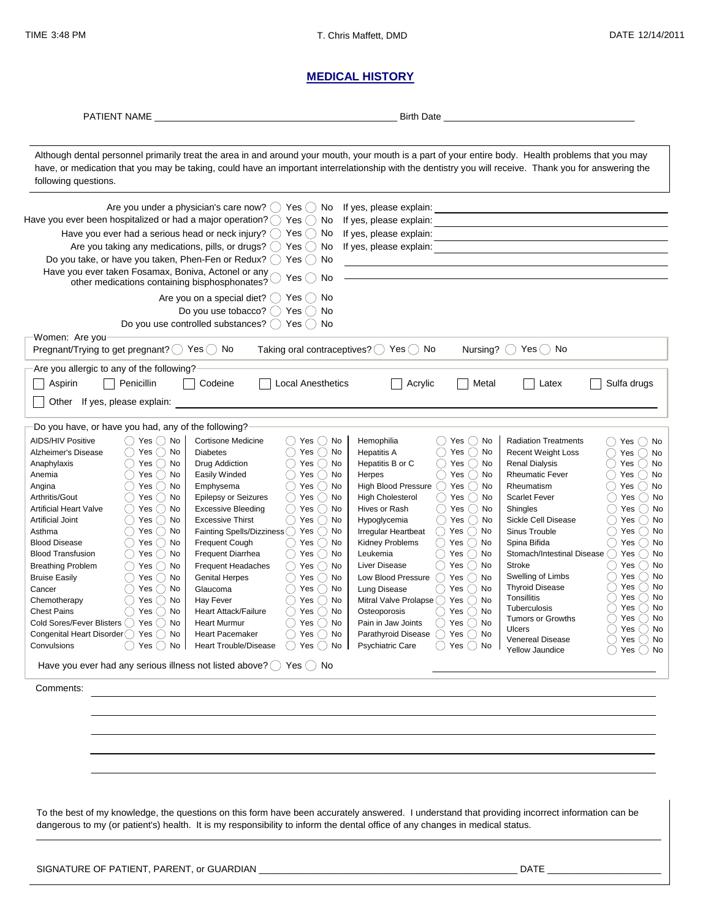TIME 3:48 PM

T. Chris Maffett, DMD

DATE 12/14/2011

# MEDICAL HISTORY

PATIENT NAME ______________________ Birth Date ______________________

Although dental personnel primarily treat the area in and around your mouth, your mouth is a part of your entire body. Health problems that you may have, or medication that you may be taking, could have an important interrelationship with the dentistry you will receive. Thank you for answering the following questions.

Are you under a physician's care now? ◯ Yes ◯ No If yes, please explain: ______________________

Have you ever been hospitalized or had a major operation? ◯ Yes ◯ No If yes, please explain: ______________________

Have you ever had a serious head or neck injury? ◯ Yes ◯ No If yes, please explain: ______________________

Are you taking any medications, pills, or drugs? ◯ Yes ◯ No If yes, please explain: ______________________

Do you take, or have you taken, Phen-Fen or Redux? ◯ Yes ◯ No ______________________

Have you ever taken Fosamax, Boniva, Actonel or any other medications containing bisphosphonates? ◯ Yes ◯ No ______________________

Are you on a special diet? ◯ Yes ◯ No

Do you use tobacco? ◯ Yes ◯ No

Do you use controlled substances? ◯ Yes ◯ No

**Women: Are you**

Pregnant/Trying to get pregnant? ◯ Yes ◯ No Taking oral contraceptives? ◯ Yes ◯ No Nursing? ◯ Yes ◯ No

**Are you allergic to any of the following?**

☐ Aspirin ☐ Penicillin ☐ Codeine ☐ Local Anesthetics ☐ Acrylic ☐ Metal ☐ Latex ☐ Sulfa drugs

☐ Other If yes, please explain: ______________________

**Do you have, or have you had, any of the following?**

| | | | | | | | |
|---|---|---|---|---|---|---|---|
| AIDS/HIV Positive | ◯ Yes ◯ No | Cortisone Medicine | ◯ Yes ◯ No | Hemophilia | ◯ Yes ◯ No | Radiation Treatments | ◯ Yes ◯ No |
| Alzheimer's Disease | ◯ Yes ◯ No | Diabetes | ◯ Yes ◯ No | Hepatitis A | ◯ Yes ◯ No | Recent Weight Loss | ◯ Yes ◯ No |
| Anaphylaxis | ◯ Yes ◯ No | Drug Addiction | ◯ Yes ◯ No | Hepatitis B or C | ◯ Yes ◯ No | Renal Dialysis | ◯ Yes ◯ No |
| Anemia | ◯ Yes ◯ No | Easily Winded | ◯ Yes ◯ No | Herpes | ◯ Yes ◯ No | Rheumatic Fever | ◯ Yes ◯ No |
| Angina | ◯ Yes ◯ No | Emphysema | ◯ Yes ◯ No | High Blood Pressure | ◯ Yes ◯ No | Rheumatism | ◯ Yes ◯ No |
| Arthritis/Gout | ◯ Yes ◯ No | Epilepsy or Seizures | ◯ Yes ◯ No | High Cholesterol | ◯ Yes ◯ No | Scarlet Fever | ◯ Yes ◯ No |
| Artificial Heart Valve | ◯ Yes ◯ No | Excessive Bleeding | ◯ Yes ◯ No | Hives or Rash | ◯ Yes ◯ No | Shingles | ◯ Yes ◯ No |
| Artificial Joint | ◯ Yes ◯ No | Excessive Thirst | ◯ Yes ◯ No | Hypoglycemia | ◯ Yes ◯ No | Sickle Cell Disease | ◯ Yes ◯ No |
| Asthma | ◯ Yes ◯ No | Fainting Spells/Dizziness | ◯ Yes ◯ No | Irregular Heartbeat | ◯ Yes ◯ No | Sinus Trouble | ◯ Yes ◯ No |
| Blood Disease | ◯ Yes ◯ No | Frequent Cough | ◯ Yes ◯ No | Kidney Problems | ◯ Yes ◯ No | Spina Bifida | ◯ Yes ◯ No |
| Blood Transfusion | ◯ Yes ◯ No | Frequent Diarrhea | ◯ Yes ◯ No | Leukemia | ◯ Yes ◯ No | Stomach/Intestinal Disease | ◯ Yes ◯ No |
| Breathing Problem | ◯ Yes ◯ No | Frequent Headaches | ◯ Yes ◯ No | Liver Disease | ◯ Yes ◯ No | Stroke | ◯ Yes ◯ No |
| Bruise Easily | ◯ Yes ◯ No | Genital Herpes | ◯ Yes ◯ No | Low Blood Pressure | ◯ Yes ◯ No | Swelling of Limbs | ◯ Yes ◯ No |
| Cancer | ◯ Yes ◯ No | Glaucoma | ◯ Yes ◯ No | Lung Disease | ◯ Yes ◯ No | Thyroid Disease | ◯ Yes ◯ No |
| Chemotherapy | ◯ Yes ◯ No | Hay Fever | ◯ Yes ◯ No | Mitral Valve Prolapse | ◯ Yes ◯ No | Tonsillitis | ◯ Yes ◯ No |
| Chest Pains | ◯ Yes ◯ No | Heart Attack/Failure | ◯ Yes ◯ No | Osteoporosis | ◯ Yes ◯ No | Tuberculosis | ◯ Yes ◯ No |
| Cold Sores/Fever Blisters | ◯ Yes ◯ No | Heart Murmur | ◯ Yes ◯ No | Pain in Jaw Joints | ◯ Yes ◯ No | Tumors or Growths | ◯ Yes ◯ No |
| Congenital Heart Disorder | ◯ Yes ◯ No | Heart Pacemaker | ◯ Yes ◯ No | Parathyroid Disease | ◯ Yes ◯ No | Ulcers | ◯ Yes ◯ No |
| Convulsions | ◯ Yes ◯ No | Heart Trouble/Disease | ◯ Yes ◯ No | Psychiatric Care | ◯ Yes ◯ No | Venereal Disease | ◯ Yes ◯ No |
| | | | | | | Yellow Jaundice | ◯ Yes ◯ No |

Have you ever had any serious illness not listed above? ◯ Yes ◯ No ______________________

Comments: ______________________

To the best of my knowledge, the questions on this form have been accurately answered. I understand that providing incorrect information can be dangerous to my (or patient's) health. It is my responsibility to inform the dental office of any changes in medical status.

SIGNATURE OF PATIENT, PARENT, or GUARDIAN ______________________ DATE ______________